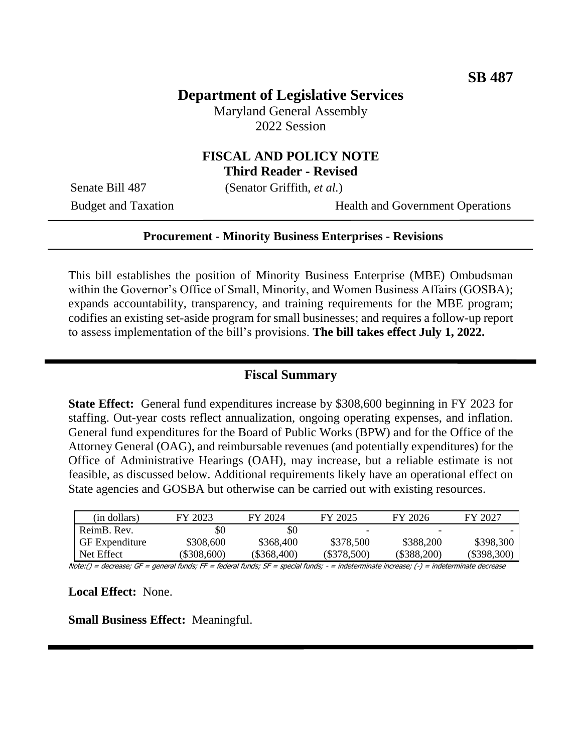**SB 487**

# Department of Legislative Services

Maryland General Assembly
2022 Session

## FISCAL AND POLICY NOTE
**Third Reader - Revised**

Senate Bill 487 (Senator Griffith, *et al.*)

Budget and Taxation Health and Government Operations

---

**Procurement - Minority Business Enterprises - Revisions**

---

This bill establishes the position of Minority Business Enterprise (MBE) Ombudsman within the Governor's Office of Small, Minority, and Women Business Affairs (GOSBA); expands accountability, transparency, and training requirements for the MBE program; codifies an existing set-aside program for small businesses; and requires a follow-up report to assess implementation of the bill's provisions. **The bill takes effect July 1, 2022.**

---

## Fiscal Summary

**State Effect:** General fund expenditures increase by $308,600 beginning in FY 2023 for staffing. Out-year costs reflect annualization, ongoing operating expenses, and inflation. General fund expenditures for the Board of Public Works (BPW) and for the Office of the Attorney General (OAG), and reimbursable revenues (and potentially expenditures) for the Office of Administrative Hearings (OAH), may increase, but a reliable estimate is not feasible, as discussed below. Additional requirements likely have an operational effect on State agencies and GOSBA but otherwise can be carried out with existing resources.

| (in dollars) | FY 2023 | FY 2024 | FY 2025 | FY 2026 | FY 2027 |
|---|---|---|---|---|---|
| ReimB. Rev. | $0 | $0 | - | - | - |
| GF Expenditure | $308,600 | $368,400 | $378,500 | $388,200 | $398,300 |
| Net Effect | ($308,600) | ($368,400) | ($378,500) | ($388,200) | ($398,300) |

Note:() = decrease; GF = general funds; FF = federal funds; SF = special funds; - = indeterminate increase; (-) = indeterminate decrease

**Local Effect:** None.

**Small Business Effect:** Meaningful.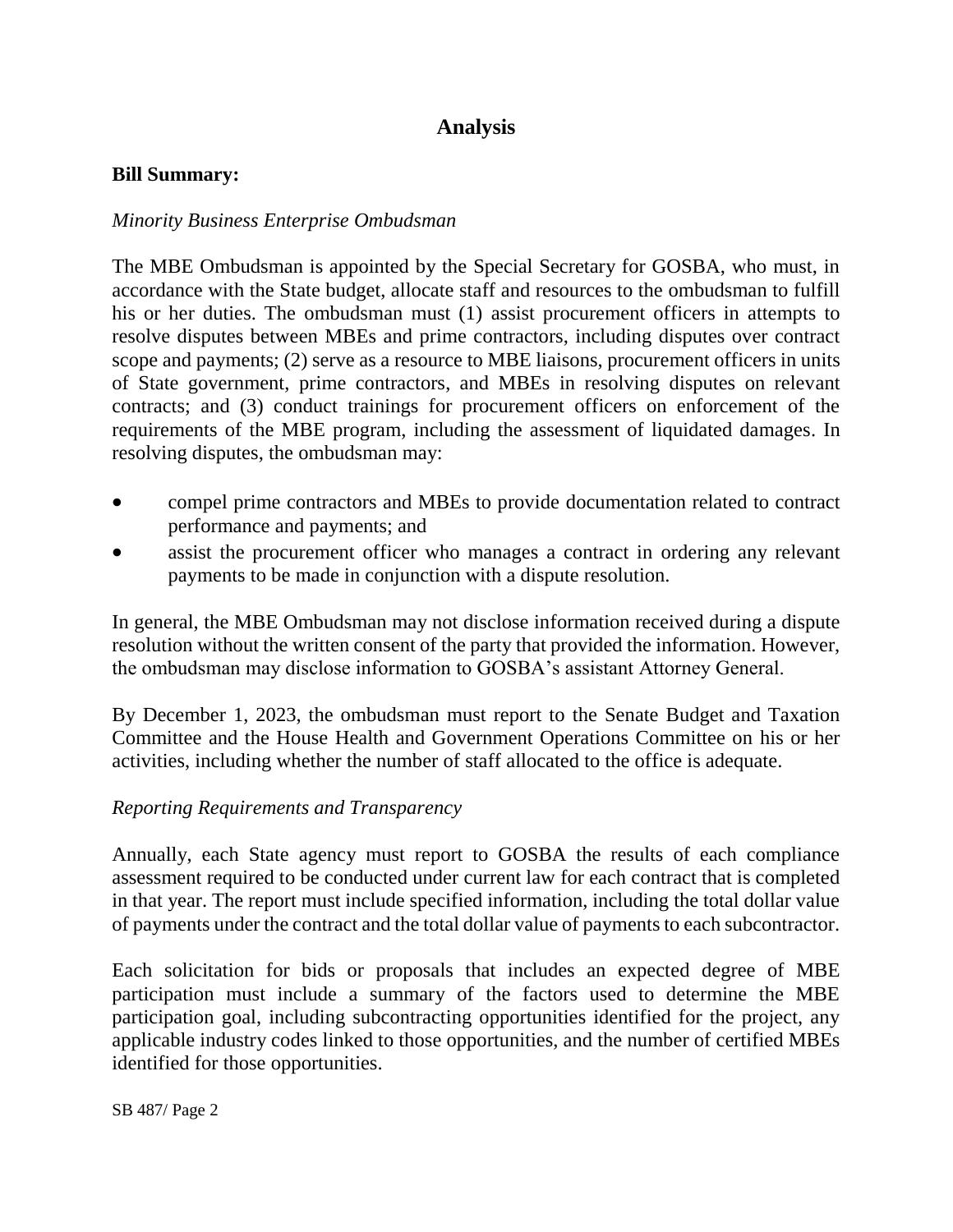## Analysis

**Bill Summary:**

*Minority Business Enterprise Ombudsman*

The MBE Ombudsman is appointed by the Special Secretary for GOSBA, who must, in accordance with the State budget, allocate staff and resources to the ombudsman to fulfill his or her duties. The ombudsman must (1) assist procurement officers in attempts to resolve disputes between MBEs and prime contractors, including disputes over contract scope and payments; (2) serve as a resource to MBE liaisons, procurement officers in units of State government, prime contractors, and MBEs in resolving disputes on relevant contracts; and (3) conduct trainings for procurement officers on enforcement of the requirements of the MBE program, including the assessment of liquidated damages. In resolving disputes, the ombudsman may:

- compel prime contractors and MBEs to provide documentation related to contract performance and payments; and
- assist the procurement officer who manages a contract in ordering any relevant payments to be made in conjunction with a dispute resolution.

In general, the MBE Ombudsman may not disclose information received during a dispute resolution without the written consent of the party that provided the information. However, the ombudsman may disclose information to GOSBA's assistant Attorney General.

By December 1, 2023, the ombudsman must report to the Senate Budget and Taxation Committee and the House Health and Government Operations Committee on his or her activities, including whether the number of staff allocated to the office is adequate.

*Reporting Requirements and Transparency*

Annually, each State agency must report to GOSBA the results of each compliance assessment required to be conducted under current law for each contract that is completed in that year. The report must include specified information, including the total dollar value of payments under the contract and the total dollar value of payments to each subcontractor.

Each solicitation for bids or proposals that includes an expected degree of MBE participation must include a summary of the factors used to determine the MBE participation goal, including subcontracting opportunities identified for the project, any applicable industry codes linked to those opportunities, and the number of certified MBEs identified for those opportunities.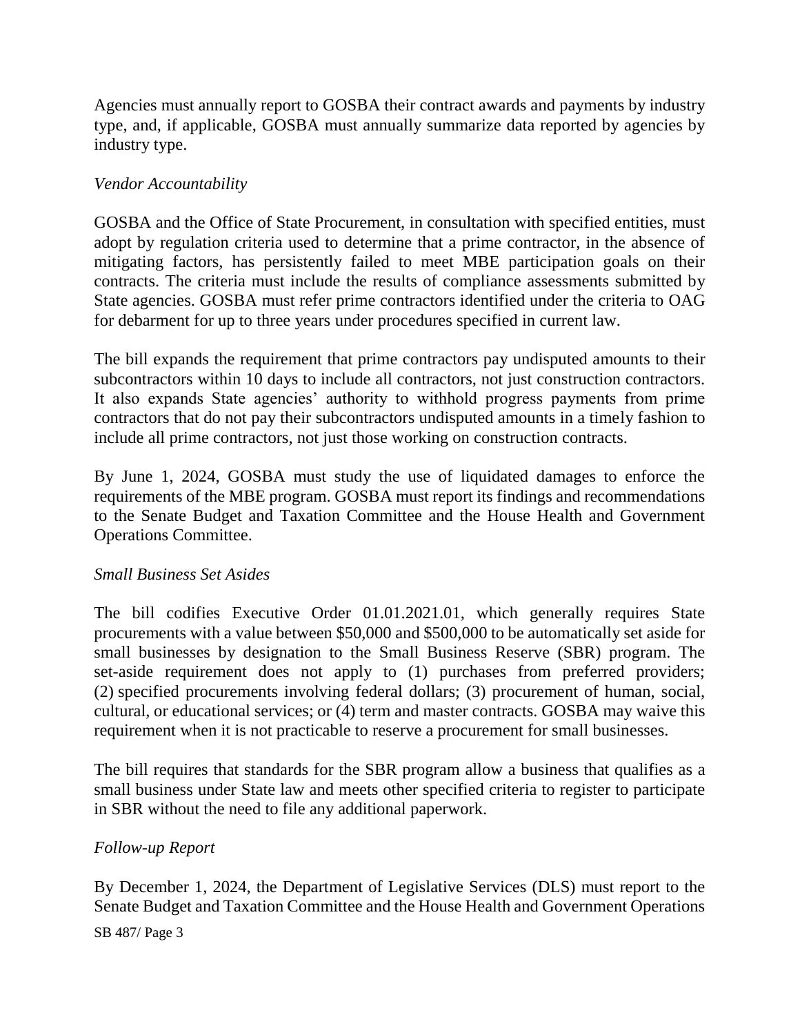Agencies must annually report to GOSBA their contract awards and payments by industry type, and, if applicable, GOSBA must annually summarize data reported by agencies by industry type.

*Vendor Accountability*

GOSBA and the Office of State Procurement, in consultation with specified entities, must adopt by regulation criteria used to determine that a prime contractor, in the absence of mitigating factors, has persistently failed to meet MBE participation goals on their contracts. The criteria must include the results of compliance assessments submitted by State agencies. GOSBA must refer prime contractors identified under the criteria to OAG for debarment for up to three years under procedures specified in current law.

The bill expands the requirement that prime contractors pay undisputed amounts to their subcontractors within 10 days to include all contractors, not just construction contractors. It also expands State agencies' authority to withhold progress payments from prime contractors that do not pay their subcontractors undisputed amounts in a timely fashion to include all prime contractors, not just those working on construction contracts.

By June 1, 2024, GOSBA must study the use of liquidated damages to enforce the requirements of the MBE program. GOSBA must report its findings and recommendations to the Senate Budget and Taxation Committee and the House Health and Government Operations Committee.

*Small Business Set Asides*

The bill codifies Executive Order 01.01.2021.01, which generally requires State procurements with a value between $50,000 and $500,000 to be automatically set aside for small businesses by designation to the Small Business Reserve (SBR) program. The set-aside requirement does not apply to (1) purchases from preferred providers; (2) specified procurements involving federal dollars; (3) procurement of human, social, cultural, or educational services; or (4) term and master contracts. GOSBA may waive this requirement when it is not practicable to reserve a procurement for small businesses.

The bill requires that standards for the SBR program allow a business that qualifies as a small business under State law and meets other specified criteria to register to participate in SBR without the need to file any additional paperwork.

*Follow-up Report*

By December 1, 2024, the Department of Legislative Services (DLS) must report to the Senate Budget and Taxation Committee and the House Health and Government Operations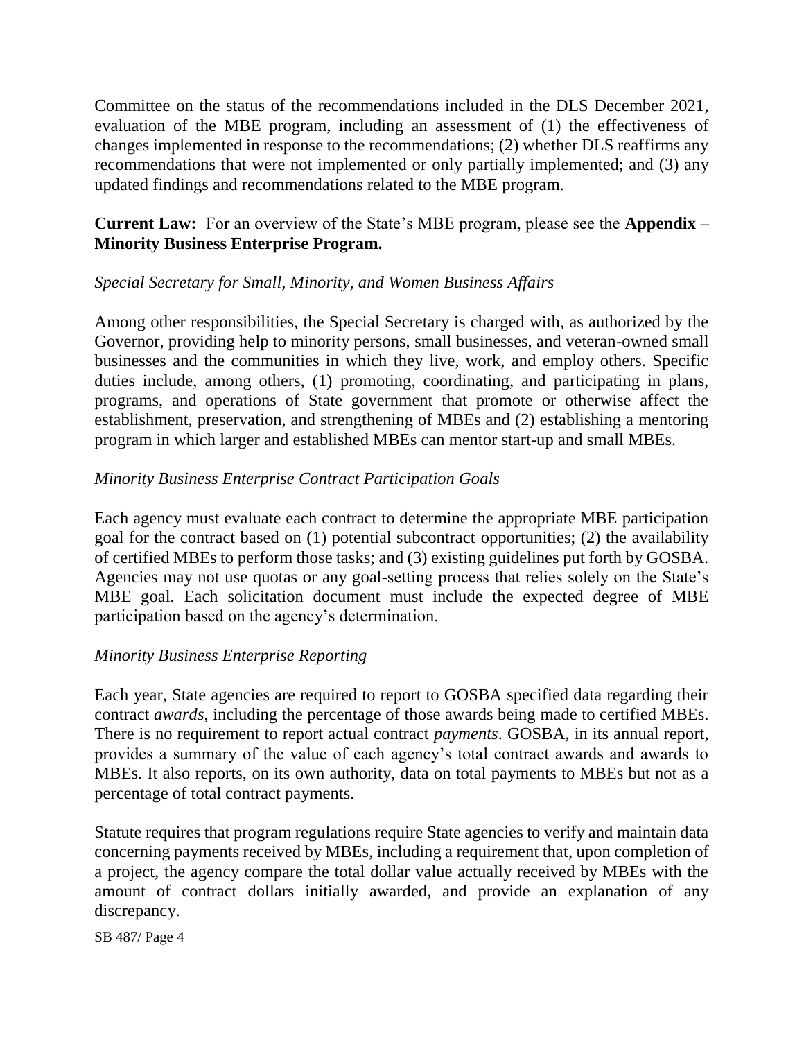Committee on the status of the recommendations included in the DLS December 2021, evaluation of the MBE program, including an assessment of (1) the effectiveness of changes implemented in response to the recommendations; (2) whether DLS reaffirms any recommendations that were not implemented or only partially implemented; and (3) any updated findings and recommendations related to the MBE program.

**Current Law:** For an overview of the State's MBE program, please see the **Appendix – Minority Business Enterprise Program.**

*Special Secretary for Small, Minority, and Women Business Affairs*

Among other responsibilities, the Special Secretary is charged with, as authorized by the Governor, providing help to minority persons, small businesses, and veteran-owned small businesses and the communities in which they live, work, and employ others. Specific duties include, among others, (1) promoting, coordinating, and participating in plans, programs, and operations of State government that promote or otherwise affect the establishment, preservation, and strengthening of MBEs and (2) establishing a mentoring program in which larger and established MBEs can mentor start-up and small MBEs.

*Minority Business Enterprise Contract Participation Goals*

Each agency must evaluate each contract to determine the appropriate MBE participation goal for the contract based on (1) potential subcontract opportunities; (2) the availability of certified MBEs to perform those tasks; and (3) existing guidelines put forth by GOSBA. Agencies may not use quotas or any goal-setting process that relies solely on the State's MBE goal. Each solicitation document must include the expected degree of MBE participation based on the agency's determination.

*Minority Business Enterprise Reporting*

Each year, State agencies are required to report to GOSBA specified data regarding their contract *awards*, including the percentage of those awards being made to certified MBEs. There is no requirement to report actual contract *payments*. GOSBA, in its annual report, provides a summary of the value of each agency's total contract awards and awards to MBEs. It also reports, on its own authority, data on total payments to MBEs but not as a percentage of total contract payments.

Statute requires that program regulations require State agencies to verify and maintain data concerning payments received by MBEs, including a requirement that, upon completion of a project, the agency compare the total dollar value actually received by MBEs with the amount of contract dollars initially awarded, and provide an explanation of any discrepancy.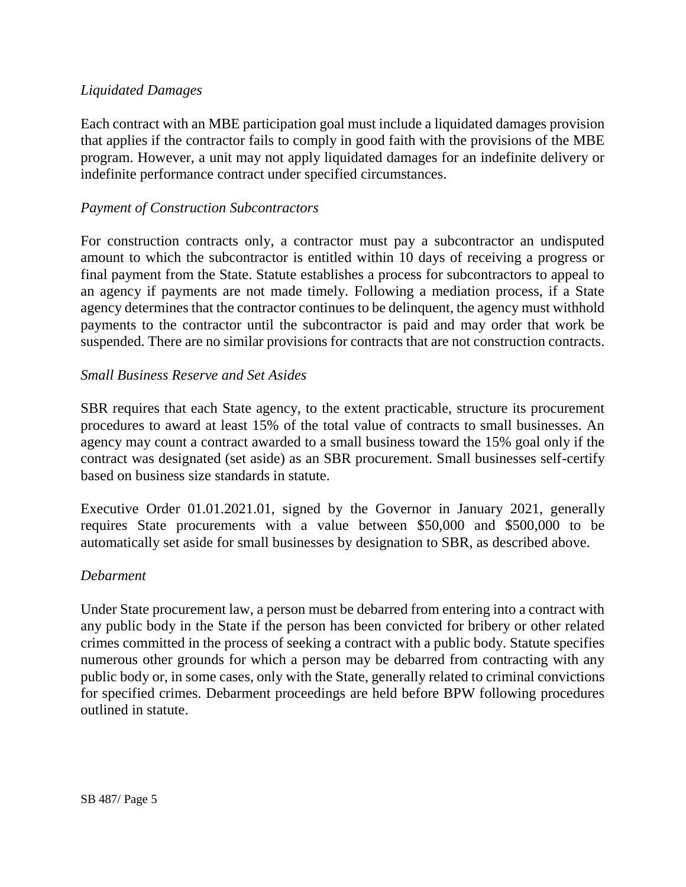*Liquidated Damages*

Each contract with an MBE participation goal must include a liquidated damages provision that applies if the contractor fails to comply in good faith with the provisions of the MBE program. However, a unit may not apply liquidated damages for an indefinite delivery or indefinite performance contract under specified circumstances.

*Payment of Construction Subcontractors*

For construction contracts only, a contractor must pay a subcontractor an undisputed amount to which the subcontractor is entitled within 10 days of receiving a progress or final payment from the State. Statute establishes a process for subcontractors to appeal to an agency if payments are not made timely. Following a mediation process, if a State agency determines that the contractor continues to be delinquent, the agency must withhold payments to the contractor until the subcontractor is paid and may order that work be suspended. There are no similar provisions for contracts that are not construction contracts.

*Small Business Reserve and Set Asides*

SBR requires that each State agency, to the extent practicable, structure its procurement procedures to award at least 15% of the total value of contracts to small businesses. An agency may count a contract awarded to a small business toward the 15% goal only if the contract was designated (set aside) as an SBR procurement. Small businesses self-certify based on business size standards in statute.

Executive Order 01.01.2021.01, signed by the Governor in January 2021, generally requires State procurements with a value between $50,000 and $500,000 to be automatically set aside for small businesses by designation to SBR, as described above.

*Debarment*

Under State procurement law, a person must be debarred from entering into a contract with any public body in the State if the person has been convicted for bribery or other related crimes committed in the process of seeking a contract with a public body. Statute specifies numerous other grounds for which a person may be debarred from contracting with any public body or, in some cases, only with the State, generally related to criminal convictions for specified crimes. Debarment proceedings are held before BPW following procedures outlined in statute.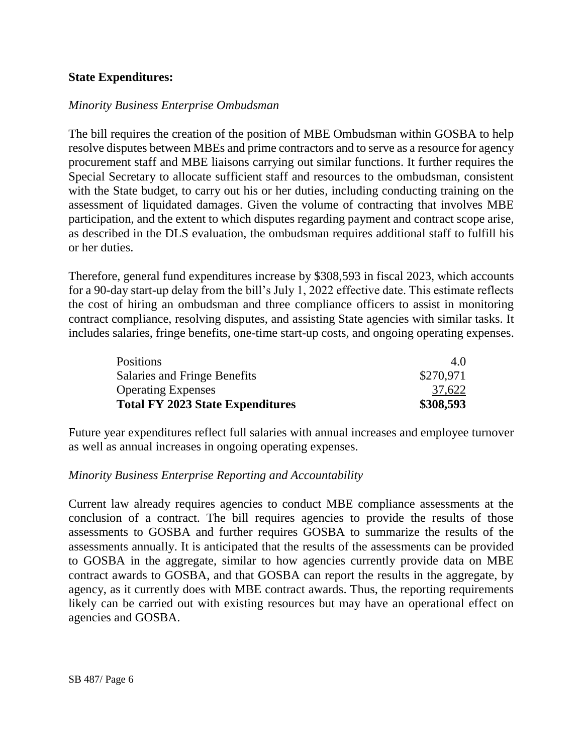**State Expenditures:**

*Minority Business Enterprise Ombudsman*

The bill requires the creation of the position of MBE Ombudsman within GOSBA to help resolve disputes between MBEs and prime contractors and to serve as a resource for agency procurement staff and MBE liaisons carrying out similar functions. It further requires the Special Secretary to allocate sufficient staff and resources to the ombudsman, consistent with the State budget, to carry out his or her duties, including conducting training on the assessment of liquidated damages. Given the volume of contracting that involves MBE participation, and the extent to which disputes regarding payment and contract scope arise, as described in the DLS evaluation, the ombudsman requires additional staff to fulfill his or her duties.

Therefore, general fund expenditures increase by $308,593 in fiscal 2023, which accounts for a 90-day start-up delay from the bill's July 1, 2022 effective date. This estimate reflects the cost of hiring an ombudsman and three compliance officers to assist in monitoring contract compliance, resolving disputes, and assisting State agencies with similar tasks. It includes salaries, fringe benefits, one-time start-up costs, and ongoing operating expenses.

| | |
|---|---:|
| Positions | 4.0 |
| Salaries and Fringe Benefits | $270,971 |
| Operating Expenses | 37,622 |
| **Total FY 2023 State Expenditures** | **$308,593** |

Future year expenditures reflect full salaries with annual increases and employee turnover as well as annual increases in ongoing operating expenses.

*Minority Business Enterprise Reporting and Accountability*

Current law already requires agencies to conduct MBE compliance assessments at the conclusion of a contract. The bill requires agencies to provide the results of those assessments to GOSBA and further requires GOSBA to summarize the results of the assessments annually. It is anticipated that the results of the assessments can be provided to GOSBA in the aggregate, similar to how agencies currently provide data on MBE contract awards to GOSBA, and that GOSBA can report the results in the aggregate, by agency, as it currently does with MBE contract awards. Thus, the reporting requirements likely can be carried out with existing resources but may have an operational effect on agencies and GOSBA.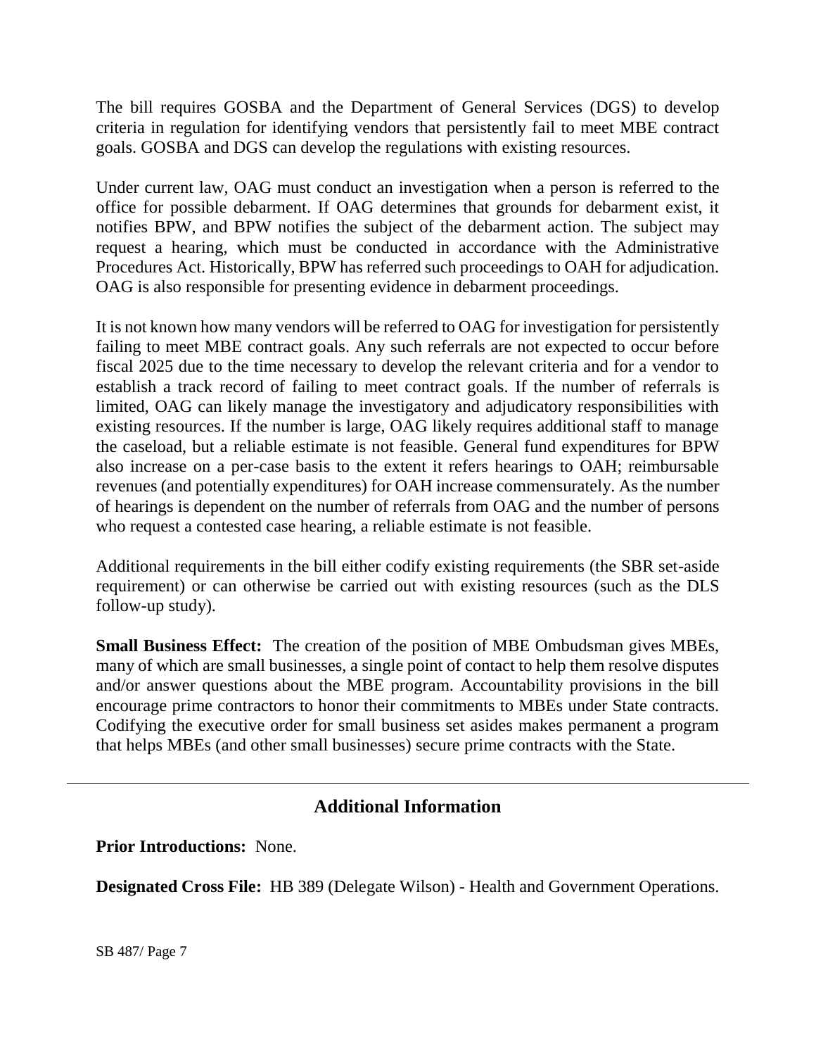The bill requires GOSBA and the Department of General Services (DGS) to develop criteria in regulation for identifying vendors that persistently fail to meet MBE contract goals. GOSBA and DGS can develop the regulations with existing resources.

Under current law, OAG must conduct an investigation when a person is referred to the office for possible debarment. If OAG determines that grounds for debarment exist, it notifies BPW, and BPW notifies the subject of the debarment action. The subject may request a hearing, which must be conducted in accordance with the Administrative Procedures Act. Historically, BPW has referred such proceedings to OAH for adjudication. OAG is also responsible for presenting evidence in debarment proceedings.

It is not known how many vendors will be referred to OAG for investigation for persistently failing to meet MBE contract goals. Any such referrals are not expected to occur before fiscal 2025 due to the time necessary to develop the relevant criteria and for a vendor to establish a track record of failing to meet contract goals. If the number of referrals is limited, OAG can likely manage the investigatory and adjudicatory responsibilities with existing resources. If the number is large, OAG likely requires additional staff to manage the caseload, but a reliable estimate is not feasible. General fund expenditures for BPW also increase on a per-case basis to the extent it refers hearings to OAH; reimbursable revenues (and potentially expenditures) for OAH increase commensurately. As the number of hearings is dependent on the number of referrals from OAG and the number of persons who request a contested case hearing, a reliable estimate is not feasible.

Additional requirements in the bill either codify existing requirements (the SBR set-aside requirement) or can otherwise be carried out with existing resources (such as the DLS follow-up study).

**Small Business Effect:** The creation of the position of MBE Ombudsman gives MBEs, many of which are small businesses, a single point of contact to help them resolve disputes and/or answer questions about the MBE program. Accountability provisions in the bill encourage prime contractors to honor their commitments to MBEs under State contracts. Codifying the executive order for small business set asides makes permanent a program that helps MBEs (and other small businesses) secure prime contracts with the State.

---

## Additional Information

**Prior Introductions:** None.

**Designated Cross File:** HB 389 (Delegate Wilson) - Health and Government Operations.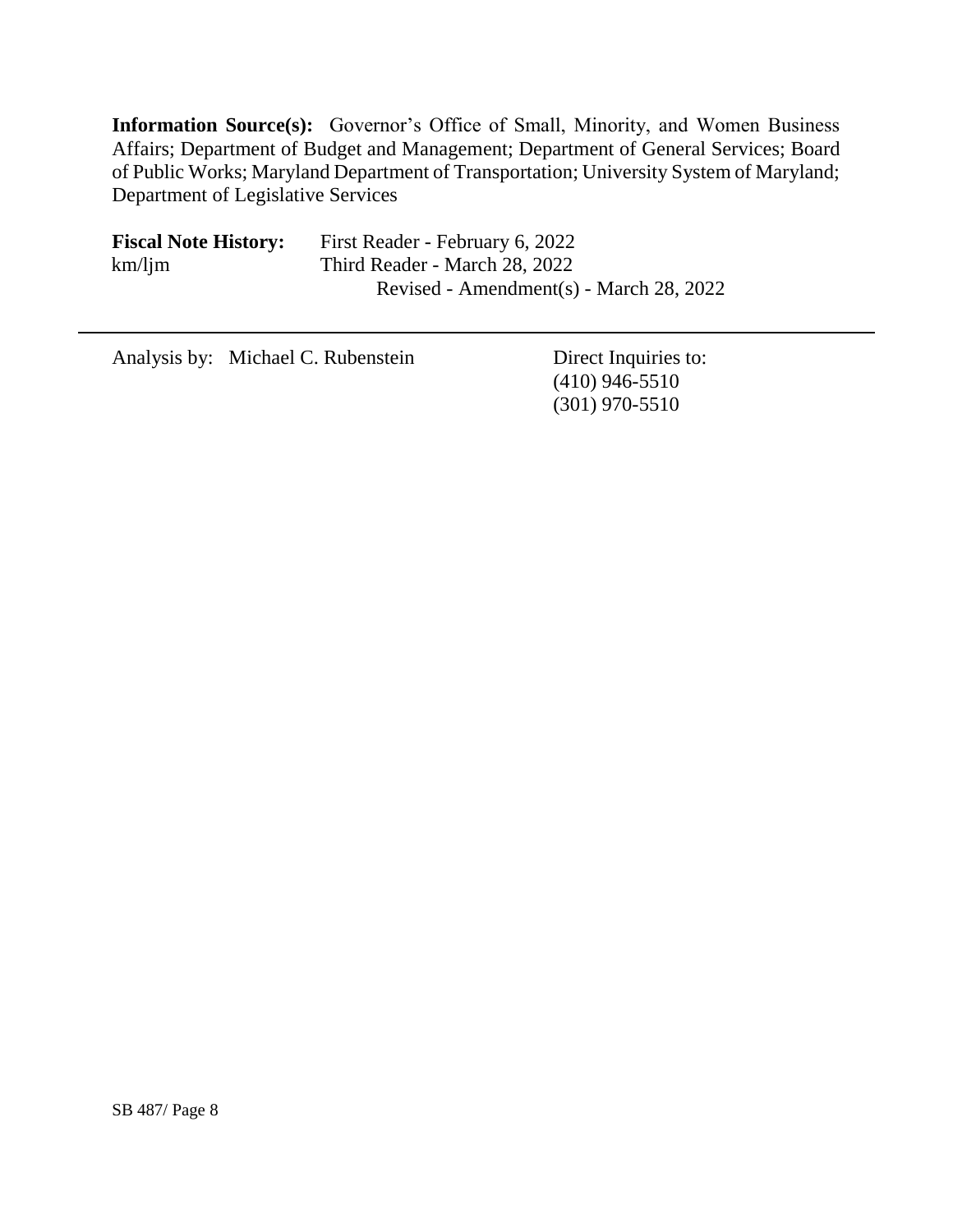**Information Source(s):** Governor's Office of Small, Minority, and Women Business Affairs; Department of Budget and Management; Department of General Services; Board of Public Works; Maryland Department of Transportation; University System of Maryland; Department of Legislative Services

**Fiscal Note History:** First Reader - February 6, 2022
km/ljm Third Reader - March 28, 2022
Revised - Amendment(s) - March 28, 2022

---

Analysis by: Michael C. Rubenstein

Direct Inquiries to:
(410) 946-5510
(301) 970-5510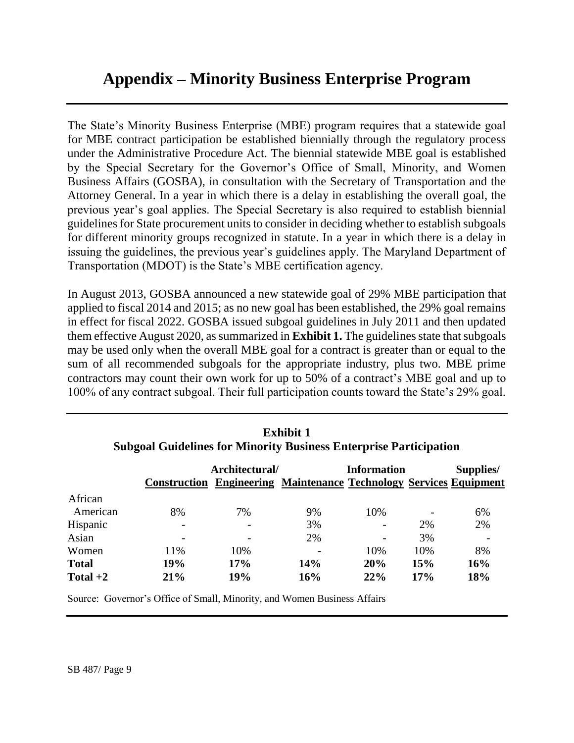# Appendix – Minority Business Enterprise Program

The State's Minority Business Enterprise (MBE) program requires that a statewide goal for MBE contract participation be established biennially through the regulatory process under the Administrative Procedure Act. The biennial statewide MBE goal is established by the Special Secretary for the Governor's Office of Small, Minority, and Women Business Affairs (GOSBA), in consultation with the Secretary of Transportation and the Attorney General. In a year in which there is a delay in establishing the overall goal, the previous year's goal applies. The Special Secretary is also required to establish biennial guidelines for State procurement units to consider in deciding whether to establish subgoals for different minority groups recognized in statute. In a year in which there is a delay in issuing the guidelines, the previous year's guidelines apply. The Maryland Department of Transportation (MDOT) is the State's MBE certification agency.

In August 2013, GOSBA announced a new statewide goal of 29% MBE participation that applied to fiscal 2014 and 2015; as no new goal has been established, the 29% goal remains in effect for fiscal 2022. GOSBA issued subgoal guidelines in July 2011 and then updated them effective August 2020, as summarized in **Exhibit 1.** The guidelines state that subgoals may be used only when the overall MBE goal for a contract is greater than or equal to the sum of all recommended subgoals for the appropriate industry, plus two. MBE prime contractors may count their own work for up to 50% of a contract's MBE goal and up to 100% of any contract subgoal. Their full participation counts toward the State's 29% goal.

**Exhibit 1**
**Subgoal Guidelines for Minority Business Enterprise Participation**

| | Construction | Architectural/ Engineering | Maintenance | Information Technology | Services | Supplies/ Equipment |
|---|---|---|---|---|---|---|
| African American | 8% | 7% | 9% | 10% | - | 6% |
| Hispanic | - | - | 3% | - | 2% | 2% |
| Asian | - | - | 2% | - | 3% | - |
| Women | 11% | 10% | - | 10% | 10% | 8% |
| **Total** | **19%** | **17%** | **14%** | **20%** | **15%** | **16%** |
| **Total +2** | **21%** | **19%** | **16%** | **22%** | **17%** | **18%** |

Source: Governor's Office of Small, Minority, and Women Business Affairs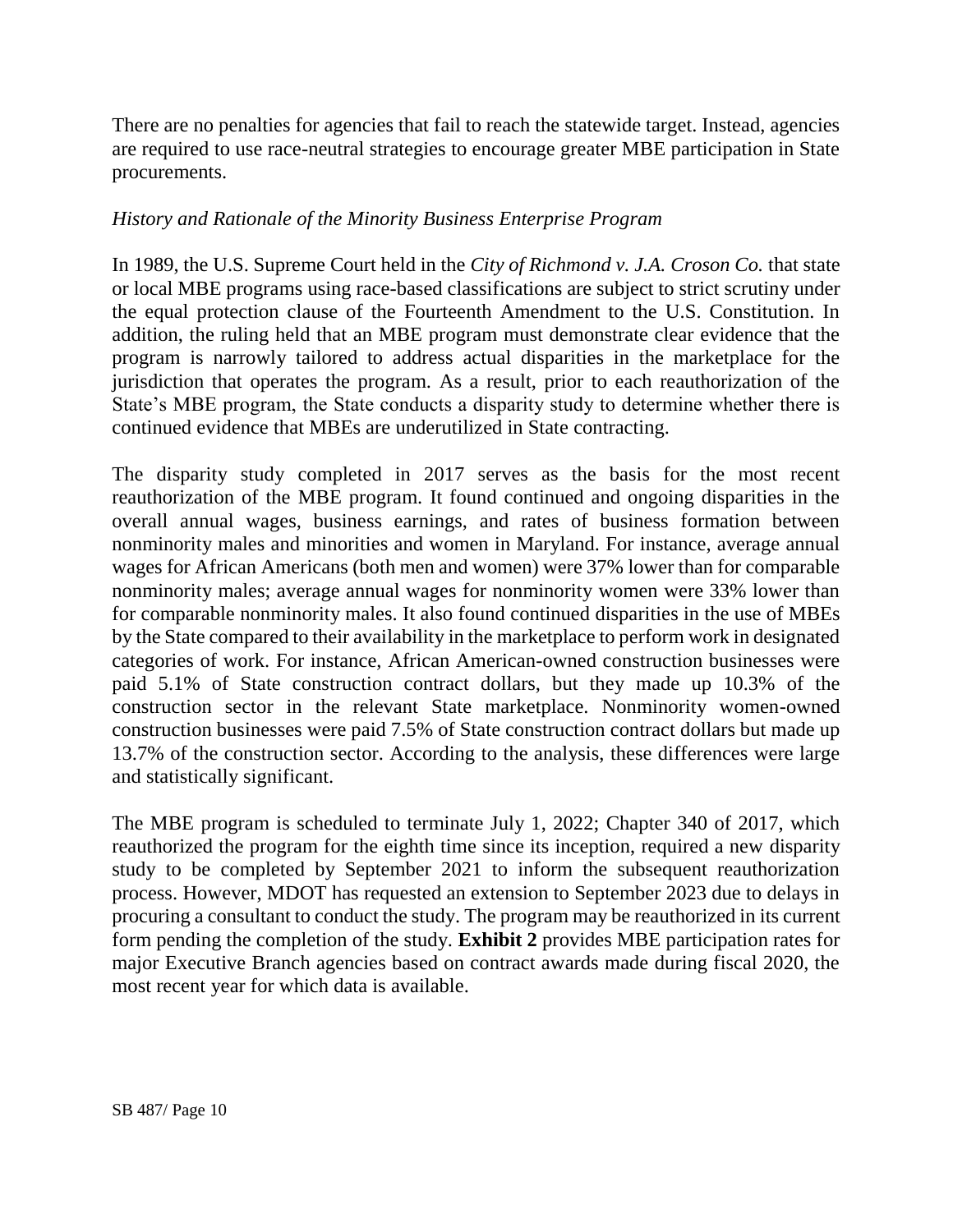There are no penalties for agencies that fail to reach the statewide target. Instead, agencies are required to use race-neutral strategies to encourage greater MBE participation in State procurements.

*History and Rationale of the Minority Business Enterprise Program*

In 1989, the U.S. Supreme Court held in the *City of Richmond v. J.A. Croson Co.* that state or local MBE programs using race-based classifications are subject to strict scrutiny under the equal protection clause of the Fourteenth Amendment to the U.S. Constitution. In addition, the ruling held that an MBE program must demonstrate clear evidence that the program is narrowly tailored to address actual disparities in the marketplace for the jurisdiction that operates the program. As a result, prior to each reauthorization of the State's MBE program, the State conducts a disparity study to determine whether there is continued evidence that MBEs are underutilized in State contracting.

The disparity study completed in 2017 serves as the basis for the most recent reauthorization of the MBE program. It found continued and ongoing disparities in the overall annual wages, business earnings, and rates of business formation between nonminority males and minorities and women in Maryland. For instance, average annual wages for African Americans (both men and women) were 37% lower than for comparable nonminority males; average annual wages for nonminority women were 33% lower than for comparable nonminority males. It also found continued disparities in the use of MBEs by the State compared to their availability in the marketplace to perform work in designated categories of work. For instance, African American-owned construction businesses were paid 5.1% of State construction contract dollars, but they made up 10.3% of the construction sector in the relevant State marketplace. Nonminority women-owned construction businesses were paid 7.5% of State construction contract dollars but made up 13.7% of the construction sector. According to the analysis, these differences were large and statistically significant.

The MBE program is scheduled to terminate July 1, 2022; Chapter 340 of 2017, which reauthorized the program for the eighth time since its inception, required a new disparity study to be completed by September 2021 to inform the subsequent reauthorization process. However, MDOT has requested an extension to September 2023 due to delays in procuring a consultant to conduct the study. The program may be reauthorized in its current form pending the completion of the study. **Exhibit 2** provides MBE participation rates for major Executive Branch agencies based on contract awards made during fiscal 2020, the most recent year for which data is available.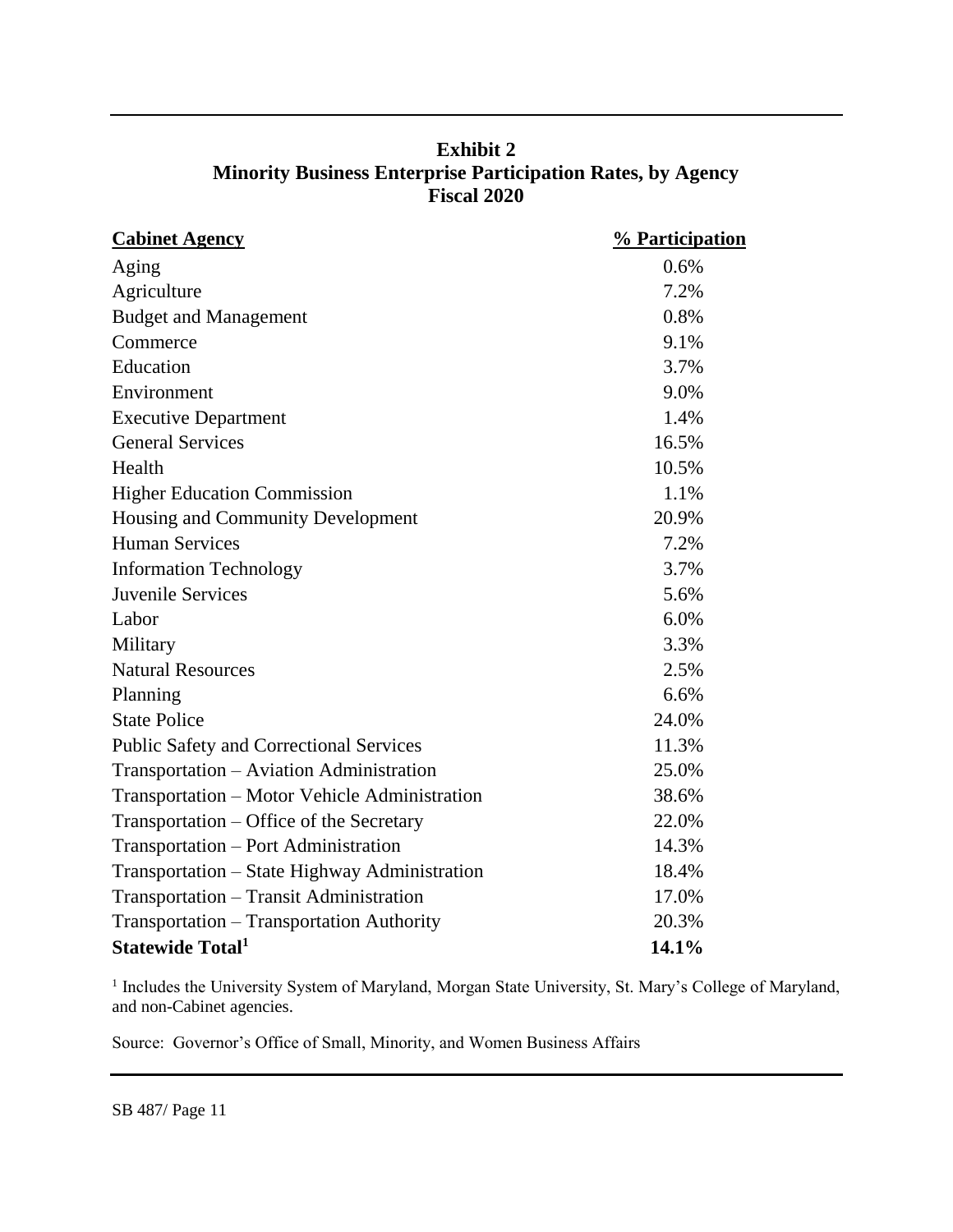**Exhibit 2**
**Minority Business Enterprise Participation Rates, by Agency**
**Fiscal 2020**

| Cabinet Agency | % Participation |
|---|---|
| Aging | 0.6% |
| Agriculture | 7.2% |
| Budget and Management | 0.8% |
| Commerce | 9.1% |
| Education | 3.7% |
| Environment | 9.0% |
| Executive Department | 1.4% |
| General Services | 16.5% |
| Health | 10.5% |
| Higher Education Commission | 1.1% |
| Housing and Community Development | 20.9% |
| Human Services | 7.2% |
| Information Technology | 3.7% |
| Juvenile Services | 5.6% |
| Labor | 6.0% |
| Military | 3.3% |
| Natural Resources | 2.5% |
| Planning | 6.6% |
| State Police | 24.0% |
| Public Safety and Correctional Services | 11.3% |
| Transportation – Aviation Administration | 25.0% |
| Transportation – Motor Vehicle Administration | 38.6% |
| Transportation – Office of the Secretary | 22.0% |
| Transportation – Port Administration | 14.3% |
| Transportation – State Highway Administration | 18.4% |
| Transportation – Transit Administration | 17.0% |
| Transportation – Transportation Authority | 20.3% |
| **Statewide Total[1]** | **14.1%** |

[1] Includes the University System of Maryland, Morgan State University, St. Mary's College of Maryland, and non-Cabinet agencies.

Source: Governor's Office of Small, Minority, and Women Business Affairs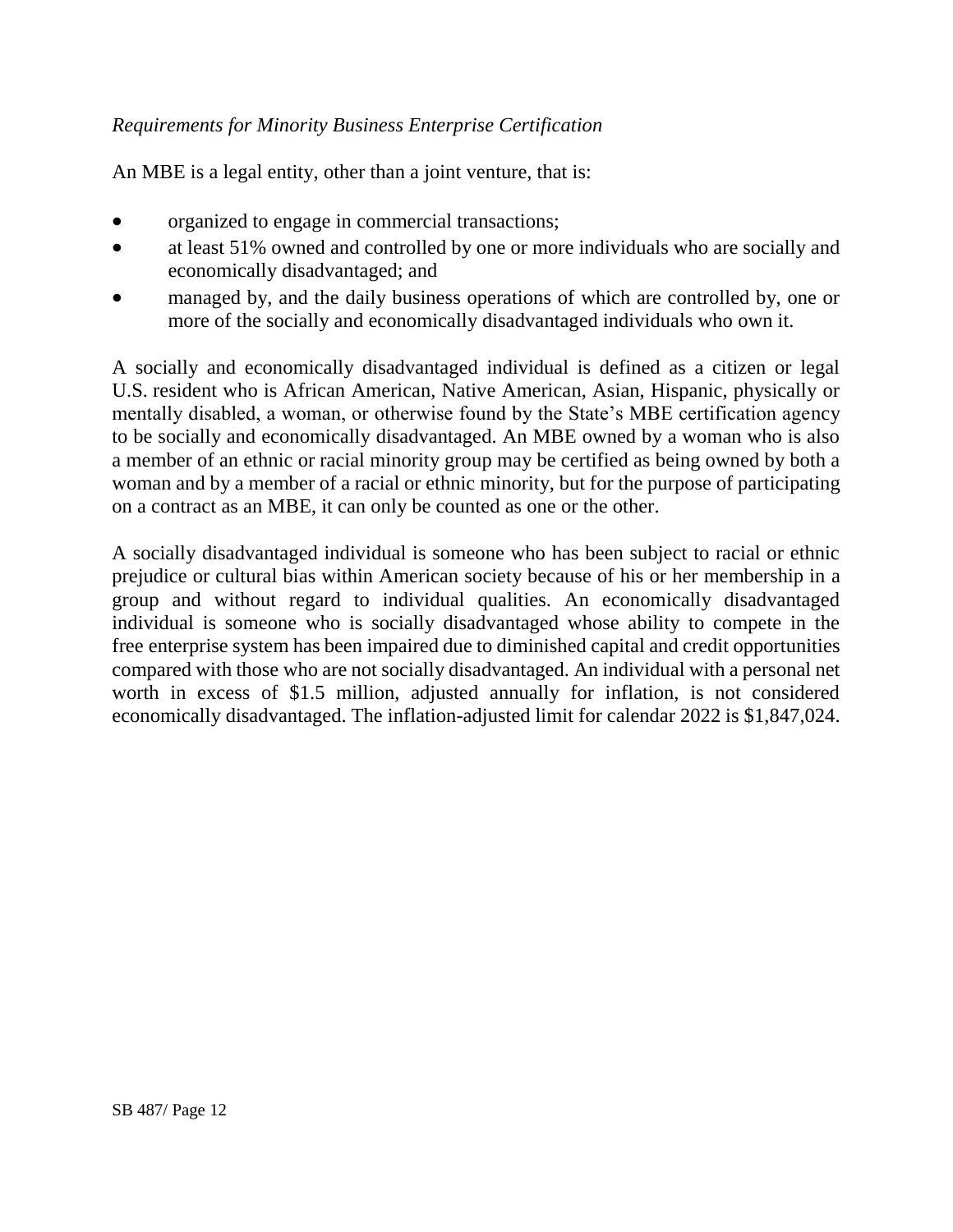*Requirements for Minority Business Enterprise Certification*

An MBE is a legal entity, other than a joint venture, that is:

- organized to engage in commercial transactions;
- at least 51% owned and controlled by one or more individuals who are socially and economically disadvantaged; and
- managed by, and the daily business operations of which are controlled by, one or more of the socially and economically disadvantaged individuals who own it.

A socially and economically disadvantaged individual is defined as a citizen or legal U.S. resident who is African American, Native American, Asian, Hispanic, physically or mentally disabled, a woman, or otherwise found by the State's MBE certification agency to be socially and economically disadvantaged. An MBE owned by a woman who is also a member of an ethnic or racial minority group may be certified as being owned by both a woman and by a member of a racial or ethnic minority, but for the purpose of participating on a contract as an MBE, it can only be counted as one or the other.

A socially disadvantaged individual is someone who has been subject to racial or ethnic prejudice or cultural bias within American society because of his or her membership in a group and without regard to individual qualities. An economically disadvantaged individual is someone who is socially disadvantaged whose ability to compete in the free enterprise system has been impaired due to diminished capital and credit opportunities compared with those who are not socially disadvantaged. An individual with a personal net worth in excess of $1.5 million, adjusted annually for inflation, is not considered economically disadvantaged. The inflation-adjusted limit for calendar 2022 is $1,847,024.